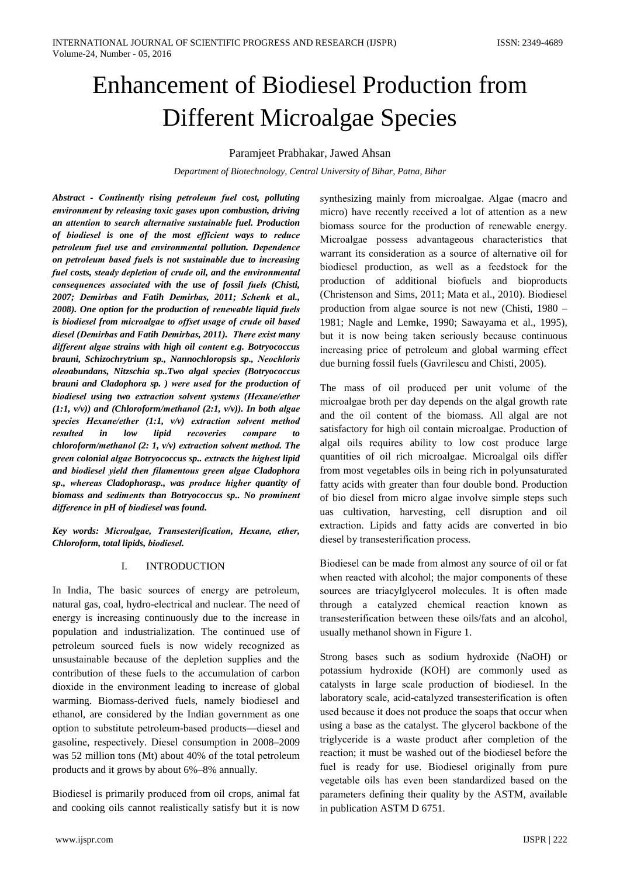# Enhancement of Biodiesel Production from Different Microalgae Species

Paramjeet Prabhakar, Jawed Ahsan

*Department of Biotechnology, Central University of Bihar, Patna, Bihar*

***Abstract - Continently rising petroleum fuel cost, polluting environment by releasing toxic gases upon combustion, driving an attention to search alternative sustainable fuel. Production of biodiesel is one of the most efficient ways to reduce petroleum fuel use and environmental pollution. Dependence on petroleum based fuels is not sustainable due to increasing fuel costs, steady depletion of crude oil, and the environmental consequences associated with the use of fossil fuels (Chisti, 2007; Demirbas and Fatih Demirbas, 2011; Schenk et al., 2008). One option for the production of renewable liquid fuels is biodiesel from microalgae to offset usage of crude oil based diesel (Demirbas and Fatih Demirbas, 2011). There exist many different algae strains with high oil content e.g. Botryococcus brauni, Schizochrytrium sp., Nannochloropsis sp., Neochloris oleoabundans, Nitzschia sp..Two algal species (Botryococcus brauni and Cladophora sp. ) were used for the production of biodiesel using two extraction solvent systems (Hexane/ether (1:1, v/v)) and (Chloroform/methanol (2:1, v/v)). In both algae species Hexane/ether (1:1, v/v) extraction solvent method resulted in low lipid recoveries compare to chloroform/methanol (2: 1, v/v) extraction solvent method. The green colonial algae Botryococcus sp.. extracts the highest lipid and biodiesel yield then filamentous green algae Cladophora sp., whereas Cladophorasp., was produce higher quantity of biomass and sediments than Botryococcus sp.. No prominent difference in pH of biodiesel was found.***

***Key words: Microalgae, Transesterification, Hexane, ether, Chloroform, total lipids, biodiesel.***

## I. INTRODUCTION

In India, The basic sources of energy are petroleum, natural gas, coal, hydro-electrical and nuclear. The need of energy is increasing continuously due to the increase in population and industrialization. The continued use of petroleum sourced fuels is now widely recognized as unsustainable because of the depletion supplies and the contribution of these fuels to the accumulation of carbon dioxide in the environment leading to increase of global warming. Biomass-derived fuels, namely biodiesel and ethanol, are considered by the Indian government as one option to substitute petroleum-based products—diesel and gasoline, respectively. Diesel consumption in 2008–2009 was 52 million tons (Mt) about 40% of the total petroleum products and it grows by about 6%–8% annually.

Biodiesel is primarily produced from oil crops, animal fat and cooking oils cannot realistically satisfy but it is now synthesizing mainly from microalgae. Algae (macro and micro) have recently received a lot of attention as a new biomass source for the production of renewable energy. Microalgae possess advantageous characteristics that warrant its consideration as a source of alternative oil for biodiesel production, as well as a feedstock for the production of additional biofuels and bioproducts (Christenson and Sims, 2011; Mata et al., 2010). Biodiesel production from algae source is not new (Chisti, 1980 – 1981; Nagle and Lemke, 1990; Sawayama et al., 1995), but it is now being taken seriously because continuous increasing price of petroleum and global warming effect due burning fossil fuels (Gavrilescu and Chisti, 2005).

The mass of oil produced per unit volume of the microalgae broth per day depends on the algal growth rate and the oil content of the biomass. All algal are not satisfactory for high oil contain microalgae. Production of algal oils requires ability to low cost produce large quantities of oil rich microalgae. Microalgal oils differ from most vegetables oils in being rich in polyunsaturated fatty acids with greater than four double bond. Production of bio diesel from micro algae involve simple steps such uas cultivation, harvesting, cell disruption and oil extraction. Lipids and fatty acids are converted in bio diesel by transesterification process.

Biodiesel can be made from almost any source of oil or fat when reacted with alcohol; the major components of these sources are triacylglycerol molecules. It is often made through a catalyzed chemical reaction known as transesterification between these oils/fats and an alcohol, usually methanol shown in Figure 1.

Strong bases such as sodium hydroxide (NaOH) or potassium hydroxide (KOH) are commonly used as catalysts in large scale production of biodiesel. In the laboratory scale, acid-catalyzed transesterification is often used because it does not produce the soaps that occur when using a base as the catalyst. The glycerol backbone of the triglyceride is a waste product after completion of the reaction; it must be washed out of the biodiesel before the fuel is ready for use. Biodiesel originally from pure vegetable oils has even been standardized based on the parameters defining their quality by the ASTM, available in publication ASTM D 6751.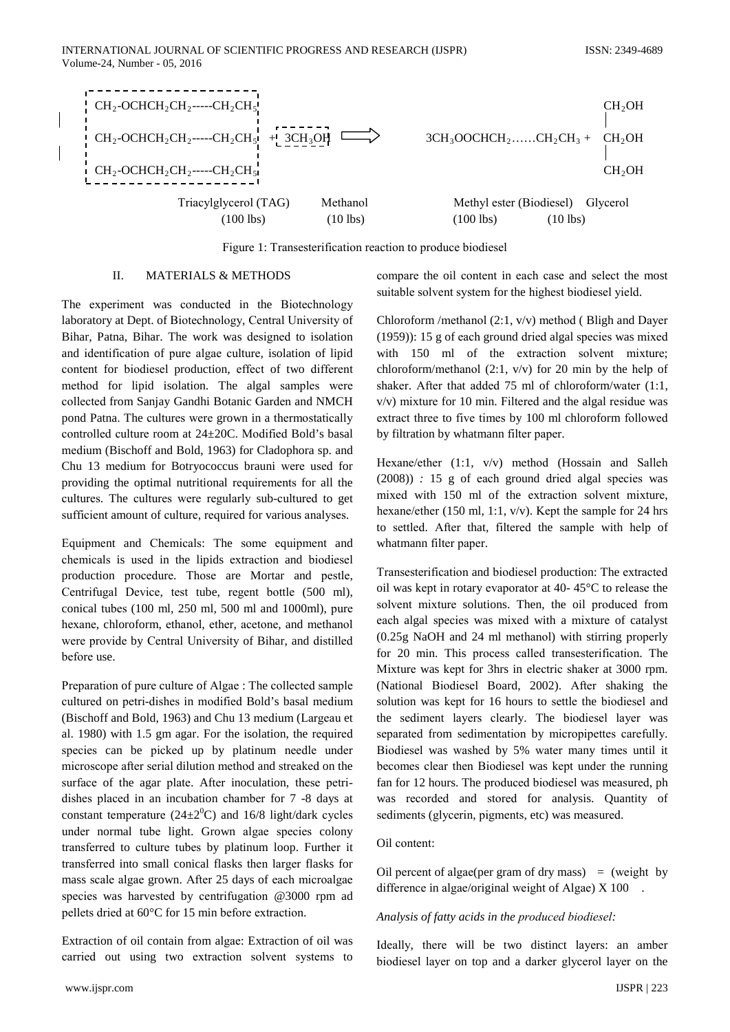$$\begin{matrix} CH_2\text{-}OCHCH_2CH_2\text{-----}CH_2CH_5 \\ CH_2\text{-}OCHCH_2CH_2\text{-----}CH_2CH_5 \\ CH_2\text{-}OCHCH_2CH_2\text{-----}CH_2CH_5 \end{matrix} + 3CH_3OH \Longrightarrow 3CH_3OOCHCH_2\ldots\ldots CH_2CH_3 + \begin{matrix} CH_2OH \\ | \\ CH_2OH \\ | \\ CH_2OH \end{matrix}$$

Triacylglycerol (TAG) (100 lbs) — Methanol (10 lbs) — Methyl ester (Biodiesel) (100 lbs) — Glycerol (10 lbs)

Figure 1: Transesterification reaction to produce biodiesel

## II. MATERIALS & METHODS

The experiment was conducted in the Biotechnology laboratory at Dept. of Biotechnology, Central University of Bihar, Patna, Bihar. The work was designed to isolation and identification of pure algae culture, isolation of lipid content for biodiesel production, effect of two different method for lipid isolation. The algal samples were collected from Sanjay Gandhi Botanic Garden and NMCH pond Patna. The cultures were grown in a thermostatically controlled culture room at 24±20C. Modified Bold's basal medium (Bischoff and Bold, 1963) for Cladophora sp. and Chu 13 medium for Botryococcus brauni were used for providing the optimal nutritional requirements for all the cultures. The cultures were regularly sub-cultured to get sufficient amount of culture, required for various analyses.

Equipment and Chemicals: The some equipment and chemicals is used in the lipids extraction and biodiesel production procedure. Those are Mortar and pestle, Centrifugal Device, test tube, regent bottle (500 ml), conical tubes (100 ml, 250 ml, 500 ml and 1000ml), pure hexane, chloroform, ethanol, ether, acetone, and methanol were provide by Central University of Bihar, and distilled before use.

Preparation of pure culture of Algae : The collected sample cultured on petri-dishes in modified Bold's basal medium (Bischoff and Bold, 1963) and Chu 13 medium (Largeau et al. 1980) with 1.5 gm agar. For the isolation, the required species can be picked up by platinum needle under microscope after serial dilution method and streaked on the surface of the agar plate. After inoculation, these petri-dishes placed in an incubation chamber for 7 -8 days at constant temperature ($24\pm2^0$C) and 16/8 light/dark cycles under normal tube light. Grown algae species colony transferred to culture tubes by platinum loop. Further it transferred into small conical flasks then larger flasks for mass scale algae grown. After 25 days of each microalgae species was harvested by centrifugation @3000 rpm ad pellets dried at 60°C for 15 min before extraction.

Extraction of oil contain from algae: Extraction of oil was carried out using two extraction solvent systems to compare the oil content in each case and select the most suitable solvent system for the highest biodiesel yield.

Chloroform /methanol (2:1, v/v) method ( Bligh and Dayer (1959)): 15 g of each ground dried algal species was mixed with 150 ml of the extraction solvent mixture; chloroform/methanol (2:1, v/v) for 20 min by the help of shaker. After that added 75 ml of chloroform/water (1:1, v/v) mixture for 10 min. Filtered and the algal residue was extract three to five times by 100 ml chloroform followed by filtration by whatmann filter paper.

Hexane/ether (1:1, v/v) method (Hossain and Salleh (2008)) *:* 15 g of each ground dried algal species was mixed with 150 ml of the extraction solvent mixture, hexane/ether (150 ml, 1:1, v/v). Kept the sample for 24 hrs to settled. After that, filtered the sample with help of whatmann filter paper.

Transesterification and biodiesel production: The extracted oil was kept in rotary evaporator at 40- 45°C to release the solvent mixture solutions. Then, the oil produced from each algal species was mixed with a mixture of catalyst (0.25g NaOH and 24 ml methanol) with stirring properly for 20 min. This process called transesterification. The Mixture was kept for 3hrs in electric shaker at 3000 rpm. (National Biodiesel Board, 2002). After shaking the solution was kept for 16 hours to settle the biodiesel and the sediment layers clearly. The biodiesel layer was separated from sedimentation by micropipettes carefully. Biodiesel was washed by 5% water many times until it becomes clear then Biodiesel was kept under the running fan for 12 hours. The produced biodiesel was measured, ph was recorded and stored for analysis. Quantity of sediments (glycerin, pigments, etc) was measured.

Oil content:

Oil percent of algae(per gram of dry mass) = (weight by difference in algae/original weight of Algae) X 100 .

*Analysis of fatty acids in the produced biodiesel:*

Ideally, there will be two distinct layers: an amber biodiesel layer on top and a darker glycerol layer on the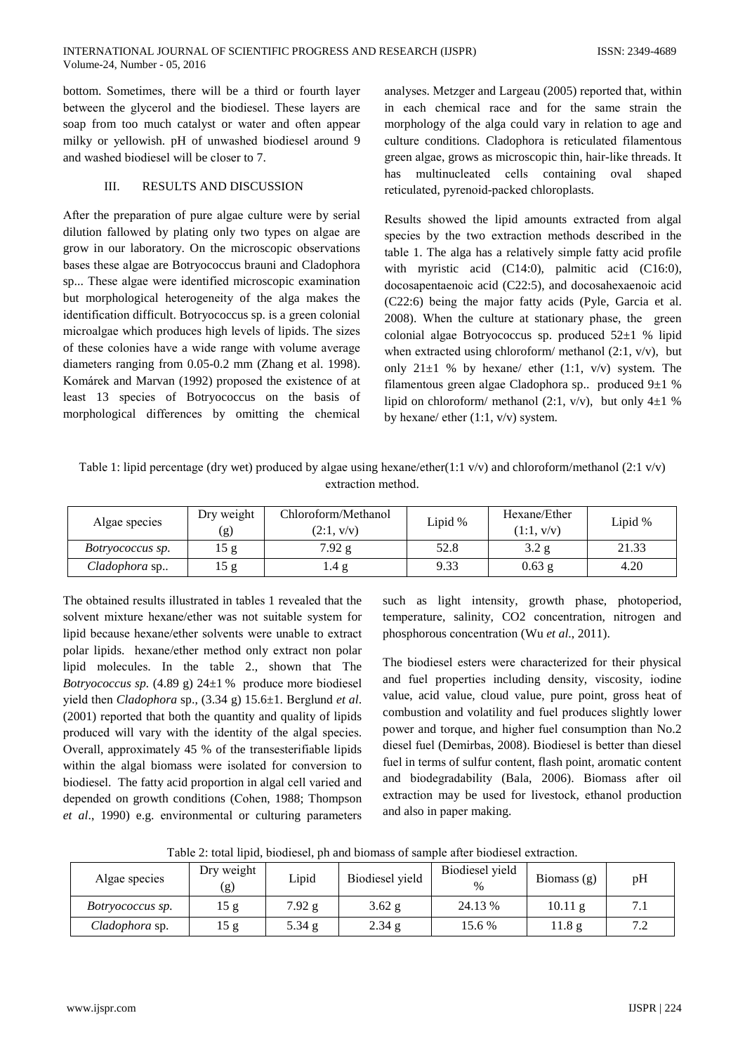bottom. Sometimes, there will be a third or fourth layer between the glycerol and the biodiesel. These layers are soap from too much catalyst or water and often appear milky or yellowish. pH of unwashed biodiesel around 9 and washed biodiesel will be closer to 7.

## III. RESULTS AND DISCUSSION

After the preparation of pure algae culture were by serial dilution fallowed by plating only two types on algae are grow in our laboratory. On the microscopic observations bases these algae are Botryococcus brauni and Cladophora sp... These algae were identified microscopic examination but morphological heterogeneity of the alga makes the identification difficult. Botryococcus sp. is a green colonial microalgae which produces high levels of lipids. The sizes of these colonies have a wide range with volume average diameters ranging from 0.05-0.2 mm (Zhang et al. 1998). Komárek and Marvan (1992) proposed the existence of at least 13 species of Botryococcus on the basis of morphological differences by omitting the chemical analyses. Metzger and Largeau (2005) reported that, within in each chemical race and for the same strain the morphology of the alga could vary in relation to age and culture conditions. Cladophora is reticulated filamentous green algae, grows as microscopic thin, hair-like threads. It has multinucleated cells containing oval shaped reticulated, pyrenoid-packed chloroplasts.

Results showed the lipid amounts extracted from algal species by the two extraction methods described in the table 1. The alga has a relatively simple fatty acid profile with myristic acid (C14:0), palmitic acid (C16:0), docosapentaenoic acid (C22:5), and docosahexaenoic acid (C22:6) being the major fatty acids (Pyle, Garcia et al. 2008). When the culture at stationary phase, the green colonial algae Botryococcus sp. produced 52±1 % lipid when extracted using chloroform/ methanol (2:1, v/v), but only 21±1 % by hexane/ ether (1:1, v/v) system. The filamentous green algae Cladophora sp.. produced 9±1 % lipid on chloroform/ methanol (2:1, v/v), but only 4±1 % by hexane/ ether (1:1, v/v) system.

Table 1: lipid percentage (dry wet) produced by algae using hexane/ether(1:1 v/v) and chloroform/methanol (2:1 v/v) extraction method.

| Algae species | Dry weight (g) | Chloroform/Methanol (2:1, v/v) | Lipid % | Hexane/Ether (1:1, v/v) | Lipid % |
|---|---|---|---|---|---|
| *Botryococcus sp.* | 15 g | 7.92 g | 52.8 | 3.2 g | 21.33 |
| *Cladophora* sp.. | 15 g | 1.4 g | 9.33 | 0.63 g | 4.20 |

The obtained results illustrated in tables 1 revealed that the solvent mixture hexane/ether was not suitable system for lipid because hexane/ether solvents were unable to extract polar lipids. hexane/ether method only extract non polar lipid molecules. In the table 2., shown that The *Botryococcus sp.* (4.89 g) 24±1 % produce more biodiesel yield then *Cladophora* sp., (3.34 g) 15.6±1. Berglund *et al*. (2001) reported that both the quantity and quality of lipids produced will vary with the identity of the algal species. Overall, approximately 45 % of the transesterifiable lipids within the algal biomass were isolated for conversion to biodiesel. The fatty acid proportion in algal cell varied and depended on growth conditions (Cohen, 1988; Thompson *et al*., 1990) e.g. environmental or culturing parameters such as light intensity, growth phase, photoperiod, temperature, salinity, CO2 concentration, nitrogen and phosphorous concentration (Wu *et al*., 2011).

The biodiesel esters were characterized for their physical and fuel properties including density, viscosity, iodine value, acid value, cloud value, pure point, gross heat of combustion and volatility and fuel produces slightly lower power and torque, and higher fuel consumption than No.2 diesel fuel (Demirbas, 2008). Biodiesel is better than diesel fuel in terms of sulfur content, flash point, aromatic content and biodegradability (Bala, 2006). Biomass after oil extraction may be used for livestock, ethanol production and also in paper making.

Table 2: total lipid, biodiesel, ph and biomass of sample after biodiesel extraction.

| Algae species | Dry weight (g) | Lipid | Biodiesel yield | Biodiesel yield % | Biomass (g) | pH |
|---|---|---|---|---|---|---|
| *Botryococcus sp.* | 15 g | 7.92 g | 3.62 g | 24.13 % | 10.11 g | 7.1 |
| *Cladophora* sp. | 15 g | 5.34 g | 2.34 g | 15.6 % | 11.8 g | 7.2 |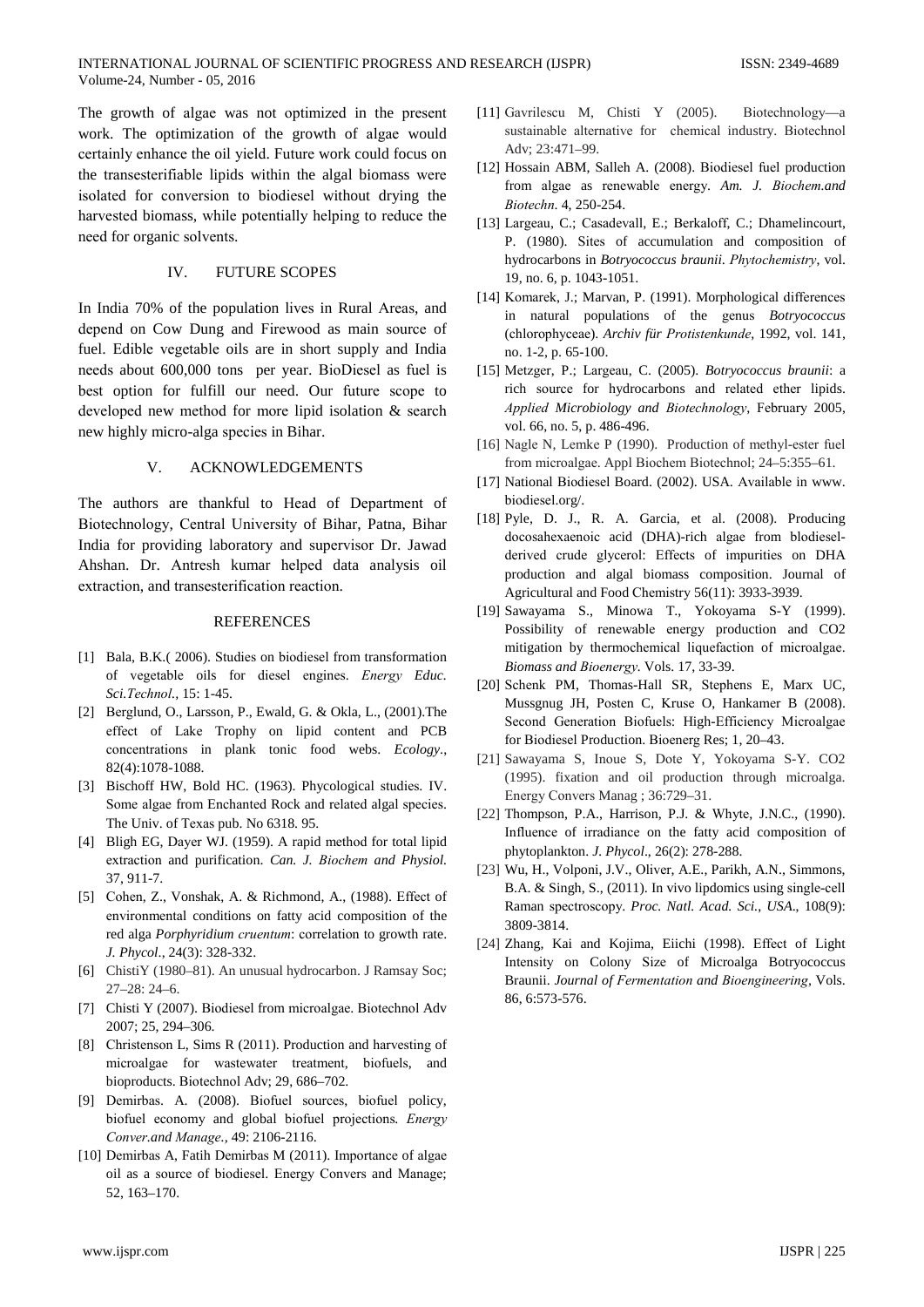The growth of algae was not optimized in the present work. The optimization of the growth of algae would certainly enhance the oil yield. Future work could focus on the transesterifiable lipids within the algal biomass were isolated for conversion to biodiesel without drying the harvested biomass, while potentially helping to reduce the need for organic solvents.

## IV. FUTURE SCOPES

In India 70% of the population lives in Rural Areas, and depend on Cow Dung and Firewood as main source of fuel. Edible vegetable oils are in short supply and India needs about 600,000 tons per year. BioDiesel as fuel is best option for fulfill our need. Our future scope to developed new method for more lipid isolation & search new highly micro-alga species in Bihar.

## V. ACKNOWLEDGEMENTS

The authors are thankful to Head of Department of Biotechnology, Central University of Bihar, Patna, Bihar India for providing laboratory and supervisor Dr. Jawad Ahshan. Dr. Antresh kumar helped data analysis oil extraction, and transesterification reaction.

## REFERENCES

[1] Bala, B.K.( 2006). Studies on biodiesel from transformation of vegetable oils for diesel engines. *Energy Educ. Sci.Technol.*, 15: 1-45.

[2] Berglund, O., Larsson, P., Ewald, G. & Okla, L., (2001).The effect of Lake Trophy on lipid content and PCB concentrations in plank tonic food webs. *Ecology.*, 82(4):1078-1088.

[3] Bischoff HW, Bold HC. (1963). Phycological studies. IV. Some algae from Enchanted Rock and related algal species. The Univ. of Texas pub. No 6318. 95.

[4] Bligh EG, Dayer WJ. (1959). A rapid method for total lipid extraction and purification. *Can. J. Biochem and Physiol.* 37, 911-7.

[5] Cohen, Z., Vonshak, A. & Richmond, A., (1988). Effect of environmental conditions on fatty acid composition of the red alga *Porphyridium cruentum*: correlation to growth rate. *J. Phycol.*, 24(3): 328-332.

[6] ChistiY (1980–81). An unusual hydrocarbon. J Ramsay Soc; 27–28: 24–6.

[7] Chisti Y (2007). Biodiesel from microalgae. Biotechnol Adv 2007; 25, 294–306.

[8] Christenson L, Sims R (2011). Production and harvesting of microalgae for wastewater treatment, biofuels, and bioproducts. Biotechnol Adv; 29, 686–702.

[9] Demirbas. A. (2008). Biofuel sources, biofuel policy, biofuel economy and global biofuel projections. *Energy Conver.and Manage.*, 49: 2106-2116.

[10] Demirbas A, Fatih Demirbas M (2011). Importance of algae oil as a source of biodiesel. Energy Convers and Manage; 52, 163–170.

[11] Gavrilescu M, Chisti Y (2005). Biotechnology—a sustainable alternative for chemical industry. Biotechnol Adv; 23:471–99.

[12] Hossain ABM, Salleh A. (2008). Biodiesel fuel production from algae as renewable energy. *Am. J. Biochem.and Biotechn.* 4, 250-254.

[13] Largeau, C.; Casadevall, E.; Berkaloff, C.; Dhamelincourt, P. (1980). Sites of accumulation and composition of hydrocarbons in *Botryococcus braunii*. *Phytochemistry*, vol. 19, no. 6, p. 1043-1051.

[14] Komarek, J.; Marvan, P. (1991). Morphological differences in natural populations of the genus *Botryococcus* (chlorophyceae). *Archiv für Protistenkunde*, 1992, vol. 141, no. 1-2, p. 65-100.

[15] Metzger, P.; Largeau, C. (2005). *Botryococcus braunii*: a rich source for hydrocarbons and related ether lipids. *Applied Microbiology and Biotechnology*, February 2005, vol. 66, no. 5, p. 486-496.

[16] Nagle N, Lemke P (1990). Production of methyl-ester fuel from microalgae. Appl Biochem Biotechnol; 24–5:355–61.

[17] National Biodiesel Board. (2002). USA. Available in www. biodiesel.org/.

[18] Pyle, D. J., R. A. Garcia, et al. (2008). Producing docosahexaenoic acid (DHA)-rich algae from biodiesel-derived crude glycerol: Effects of impurities on DHA production and algal biomass composition. Journal of Agricultural and Food Chemistry 56(11): 3933-3939.

[19] Sawayama S., Minowa T., Yokoyama S-Y (1999). Possibility of renewable energy production and CO2 mitigation by thermochemical liquefaction of microalgae. *Biomass and Bioenergy*. Vols. 17, 33-39.

[20] Schenk PM, Thomas-Hall SR, Stephens E, Marx UC, Mussgnug JH, Posten C, Kruse O, Hankamer B (2008). Second Generation Biofuels: High-Efficiency Microalgae for Biodiesel Production. Bioenerg Res; 1, 20–43.

[21] Sawayama S, Inoue S, Dote Y, Yokoyama S-Y. CO2 (1995). fixation and oil production through microalga. Energy Convers Manag ; 36:729–31.

[22] Thompson, P.A., Harrison, P.J. & Whyte, J.N.C., (1990). Influence of irradiance on the fatty acid composition of phytoplankton. *J. Phycol.*, 26(2): 278-288.

[23] Wu, H., Volponi, J.V., Oliver, A.E., Parikh, A.N., Simmons, B.A. & Singh, S., (2011). In vivo lipdomics using single-cell Raman spectroscopy. *Proc. Natl. Acad. Sci., USA.*, 108(9): 3809-3814.

[24] Zhang, Kai and Kojima, Eiichi (1998). Effect of Light Intensity on Colony Size of Microalga Botryococcus Braunii. *Journal of Fermentation and Bioengineering*, Vols. 86, 6:573-576.